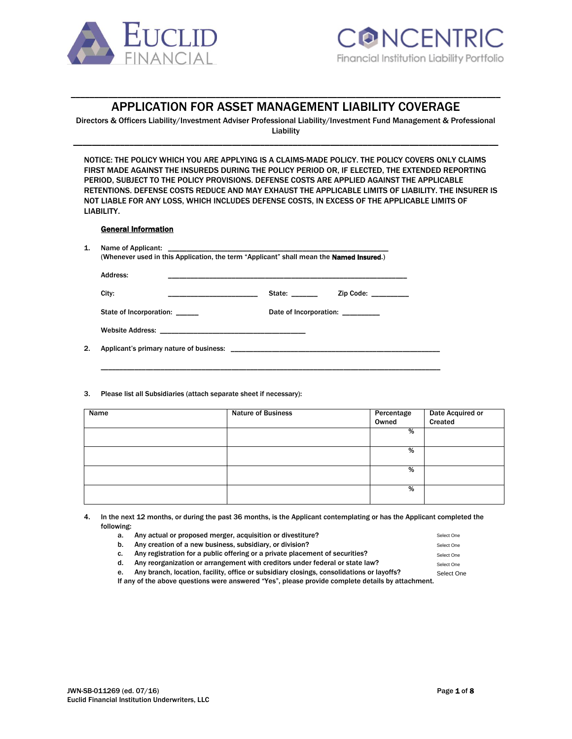EUCLID FINANCIAL

CONCENTRIC
Financial Institution Liability Portfolio

# APPLICATION FOR ASSET MANAGEMENT LIABILITY COVERAGE

Directors & Officers Liability/Investment Adviser Professional Liability/Investment Fund Management & Professional Liability

NOTICE: THE POLICY WHICH YOU ARE APPLYING IS A CLAIMS-MADE POLICY. THE POLICY COVERS ONLY CLAIMS FIRST MADE AGAINST THE INSUREDS DURING THE POLICY PERIOD OR, IF ELECTED, THE EXTENDED REPORTING PERIOD, SUBJECT TO THE POLICY PROVISIONS. DEFENSE COSTS ARE APPLIED AGAINST THE APPLICABLE RETENTIONS. DEFENSE COSTS REDUCE AND MAY EXHAUST THE APPLICABLE LIMITS OF LIABILITY. THE INSURER IS NOT LIABLE FOR ANY LOSS, WHICH INCLUDES DEFENSE COSTS, IN EXCESS OF THE APPLICABLE LIMITS OF LIABILITY.

## General Information

1. Name of Applicant: ______________________________________________________
   (Whenever used in this Application, the term "Applicant" shall mean the **Named Insured**.)

   Address: ______________________________________________________

   City: ______________________ State: ______ Zip Code: _________

   State of Incorporation: ______ Date of Incorporation: _________

   Website Address: ____________________________________

2. Applicant's primary nature of business: ______________________________________________________

   ______________________________________________________________________________________

3. Please list all Subsidiaries (attach separate sheet if necessary):

| Name | Nature of Business | Percentage Owned | Date Acquired or Created |
|---|---|---|---|
| | | % | |
| | | % | |
| | | % | |
| | | % | |

4. In the next 12 months, or during the past 36 months, is the Applicant contemplating or has the Applicant completed the following:
   a. Any actual or proposed merger, acquisition or divestiture? Select One
   b. Any creation of a new business, subsidiary, or division? Select One
   c. Any registration for a public offering or a private placement of securities? Select One
   d. Any reorganization or arrangement with creditors under federal or state law? Select One
   e. Any branch, location, facility, office or subsidiary closings, consolidations or layoffs? Select One

   If any of the above questions were answered "Yes", please provide complete details by attachment.

JWN-SB-011269 (ed. 07/16)
Euclid Financial Institution Underwriters, LLC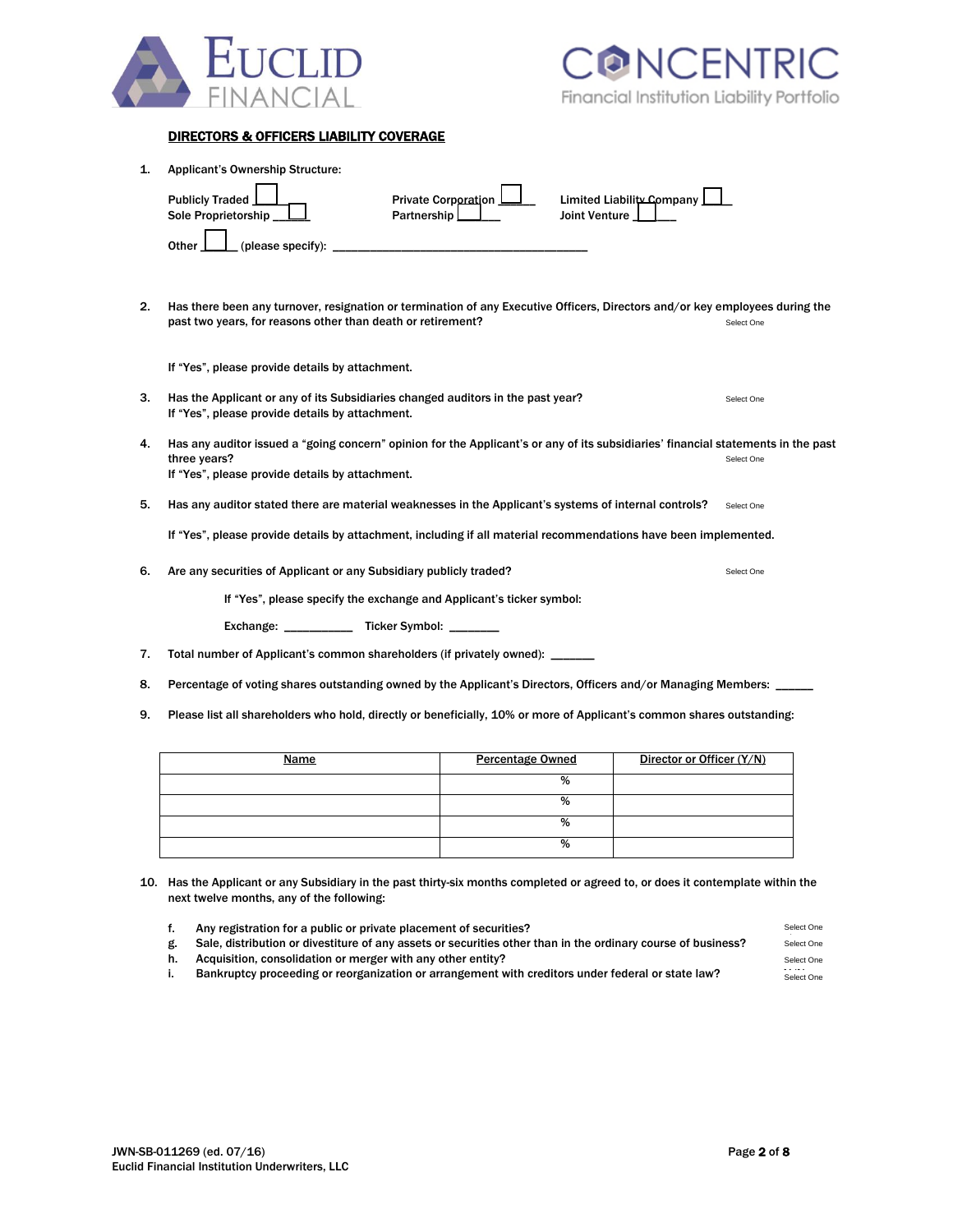EUCLID FINANCIAL

CONCENTRIC Financial Institution Liability Portfolio

## DIRECTORS & OFFICERS LIABILITY COVERAGE

1. Applicant's Ownership Structure:

   Publicly Traded ☐ Private Corporation ☐ Limited Liability Company ☐
   Sole Proprietorship ☐ Partnership ☐ Joint Venture ☐

   Other ☐ (please specify): ________________________________________

2. Has there been any turnover, resignation or termination of any Executive Officers, Directors and/or key employees during the past two years, for reasons other than death or retirement? Select One

   If "Yes", please provide details by attachment.

3. Has the Applicant or any of its Subsidiaries changed auditors in the past year? Select One
   If "Yes", please provide details by attachment.

4. Has any auditor issued a "going concern" opinion for the Applicant's or any of its subsidiaries' financial statements in the past three years? Select One
   If "Yes", please provide details by attachment.

5. Has any auditor stated there are material weaknesses in the Applicant's systems of internal controls? Select One

   If "Yes", please provide details by attachment, including if all material recommendations have been implemented.

6. Are any securities of Applicant or any Subsidiary publicly traded? Select One

   If "Yes", please specify the exchange and Applicant's ticker symbol:

   Exchange: __________ Ticker Symbol: _______

7. Total number of Applicant's common shareholders (if privately owned): ______

8. Percentage of voting shares outstanding owned by the Applicant's Directors, Officers and/or Managing Members: _____

9. Please list all shareholders who hold, directly or beneficially, 10% or more of Applicant's common shares outstanding:

| Name | Percentage Owned | Director or Officer (Y/N) |
|---|---|---|
| | % | |
| | % | |
| | % | |
| | % | |

10. Has the Applicant or any Subsidiary in the past thirty-six months completed or agreed to, or does it contemplate within the next twelve months, any of the following:

    f. Any registration for a public or private placement of securities? Select One
    g. Sale, distribution or divestiture of any assets or securities other than in the ordinary course of business? Select One
    h. Acquisition, consolidation or merger with any other entity? Select One
    i. Bankruptcy proceeding or reorganization or arrangement with creditors under federal or state law? Select One

JWN-SB-011269 (ed. 07/16)
Euclid Financial Institution Underwriters, LLC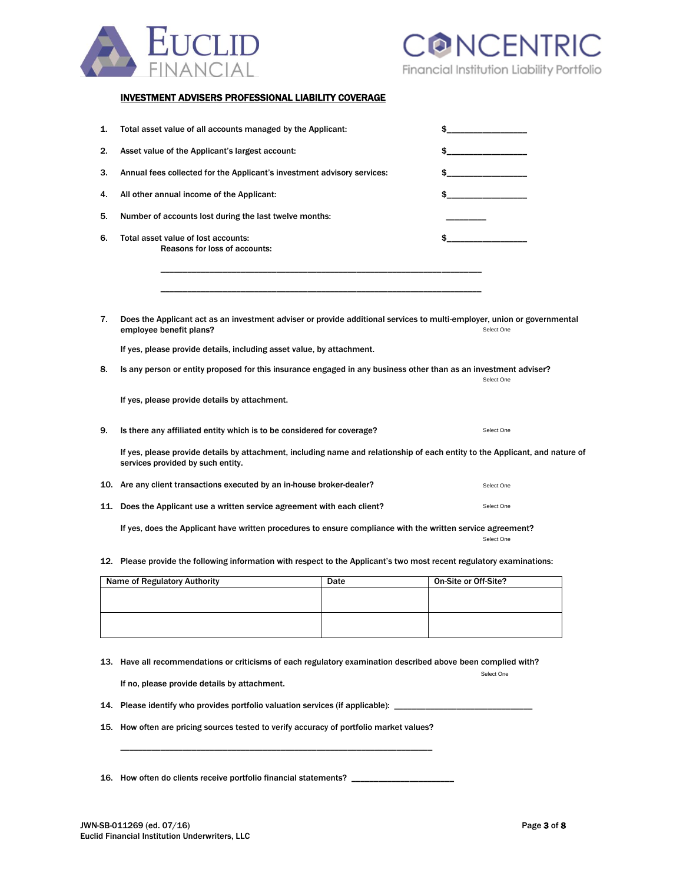## INVESTMENT ADVISERS PROFESSIONAL LIABILITY COVERAGE

1. Total asset value of all accounts managed by the Applicant: $_______________

2. Asset value of the Applicant's largest account: $_______________

3. Annual fees collected for the Applicant's investment advisory services: $_______________

4. All other annual income of the Applicant: $_______________

5. Number of accounts lost during the last twelve months: ________

6. Total asset value of lost accounts: $_______________

   Reasons for loss of accounts:

   ______________________________________________________________________

   ______________________________________________________________________

7. Does the Applicant act as an investment adviser or provide additional services to multi-employer, union or governmental employee benefit plans? Select One

   If yes, please provide details, including asset value, by attachment.

8. Is any person or entity proposed for this insurance engaged in any business other than as an investment adviser? Select One

   If yes, please provide details by attachment.

9. Is there any affiliated entity which is to be considered for coverage? Select One

   If yes, please provide details by attachment, including name and relationship of each entity to the Applicant, and nature of services provided by such entity.

10. Are any client transactions executed by an in-house broker-dealer? Select One

11. Does the Applicant use a written service agreement with each client? Select One

    If yes, does the Applicant have written procedures to ensure compliance with the written service agreement? Select One

12. Please provide the following information with respect to the Applicant's two most recent regulatory examinations:

| Name of Regulatory Authority | Date | On-Site or Off-Site? |
|---|---|---|
| | | |
| | | |

13. Have all recommendations or criticisms of each regulatory examination described above been complied with? Select One

    If no, please provide details by attachment.

14. Please identify who provides portfolio valuation services (if applicable): ____________________________

15. How often are pricing sources tested to verify accuracy of portfolio market values?

    ______________________________________________________________________

16. How often do clients receive portfolio financial statements? ____________________

JWN-SB-011269 (ed. 07/16)
Euclid Financial Institution Underwriters, LLC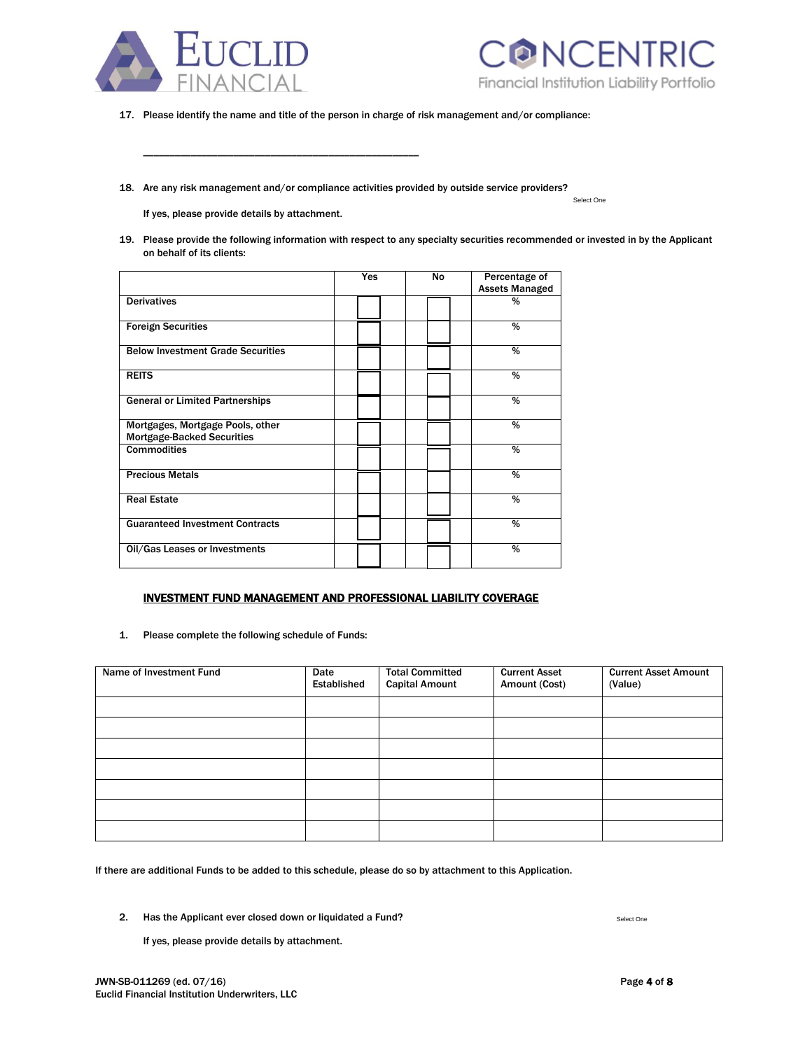17. Please identify the name and title of the person in charge of risk management and/or compliance:

______________________________________________

18. Are any risk management and/or compliance activities provided by outside service providers? Select One

 If yes, please provide details by attachment.

19. Please provide the following information with respect to any specialty securities recommended or invested in by the Applicant on behalf of its clients:

| | Yes | No | Percentage of Assets Managed |
|---|---|---|---|
| Derivatives | ☐ | ☐ | % |
| Foreign Securities | ☐ | ☐ | % |
| Below Investment Grade Securities | ☐ | ☐ | % |
| REITS | ☐ | ☐ | % |
| General or Limited Partnerships | ☐ | ☐ | % |
| Mortgages, Mortgage Pools, other Mortgage-Backed Securities | ☐ | ☐ | % |
| Commodities | ☐ | ☐ | % |
| Precious Metals | ☐ | ☐ | % |
| Real Estate | ☐ | ☐ | % |
| Guaranteed Investment Contracts | ☐ | ☐ | % |
| Oil/Gas Leases or Investments | ☐ | ☐ | % |

## INVESTMENT FUND MANAGEMENT AND PROFESSIONAL LIABILITY COVERAGE

1. Please complete the following schedule of Funds:

| Name of Investment Fund | Date Established | Total Committed Capital Amount | Current Asset Amount (Cost) | Current Asset Amount (Value) |
|---|---|---|---|---|
| | | | | |
| | | | | |
| | | | | |
| | | | | |
| | | | | |
| | | | | |
| | | | | |

If there are additional Funds to be added to this schedule, please do so by attachment to this Application.

2. Has the Applicant ever closed down or liquidated a Fund? Select One

 If yes, please provide details by attachment.

JWN-SB-011269 (ed. 07/16)
Euclid Financial Institution Underwriters, LLC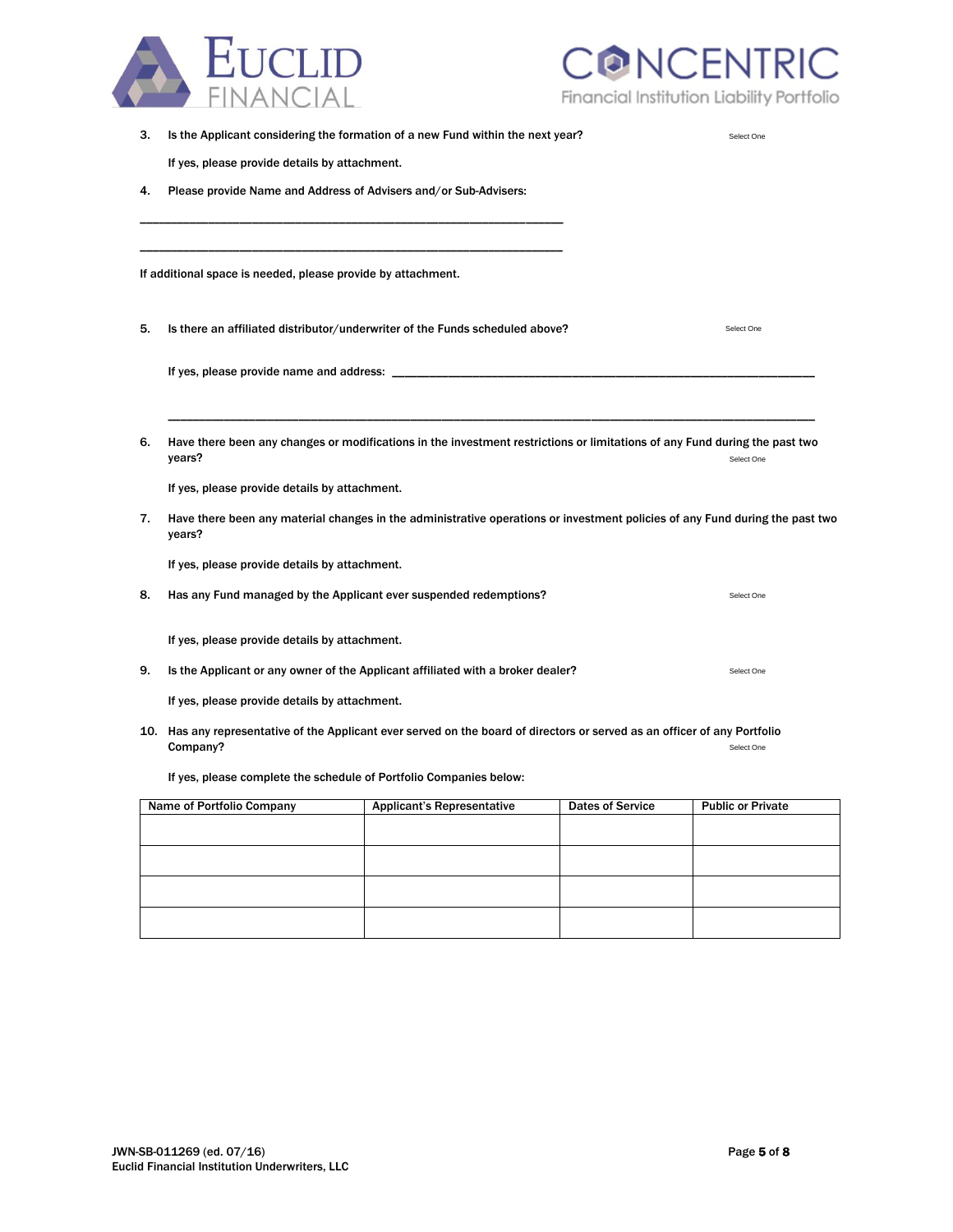3. Is the Applicant considering the formation of a new Fund within the next year? Select One

   If yes, please provide details by attachment.

4. Please provide Name and Address of Advisers and/or Sub-Advisers:

________________________________________________________________

________________________________________________________________

If additional space is needed, please provide by attachment.

5. Is there an affiliated distributor/underwriter of the Funds scheduled above? Select One

   If yes, please provide name and address: ________________________________________________________________

   ________________________________________________________________

6. Have there been any changes or modifications in the investment restrictions or limitations of any Fund during the past two years? Select One

   If yes, please provide details by attachment.

7. Have there been any material changes in the administrative operations or investment policies of any Fund during the past two years?

   If yes, please provide details by attachment.

8. Has any Fund managed by the Applicant ever suspended redemptions? Select One

   If yes, please provide details by attachment.

9. Is the Applicant or any owner of the Applicant affiliated with a broker dealer? Select One

   If yes, please provide details by attachment.

10. Has any representative of the Applicant ever served on the board of directors or served as an officer of any Portfolio Company? Select One

    If yes, please complete the schedule of Portfolio Companies below:

| Name of Portfolio Company | Applicant's Representative | Dates of Service | Public or Private |
|---|---|---|---|
| | | | |
| | | | |
| | | | |
| | | | |

JWN-SB-011269 (ed. 07/16)
Euclid Financial Institution Underwriters, LLC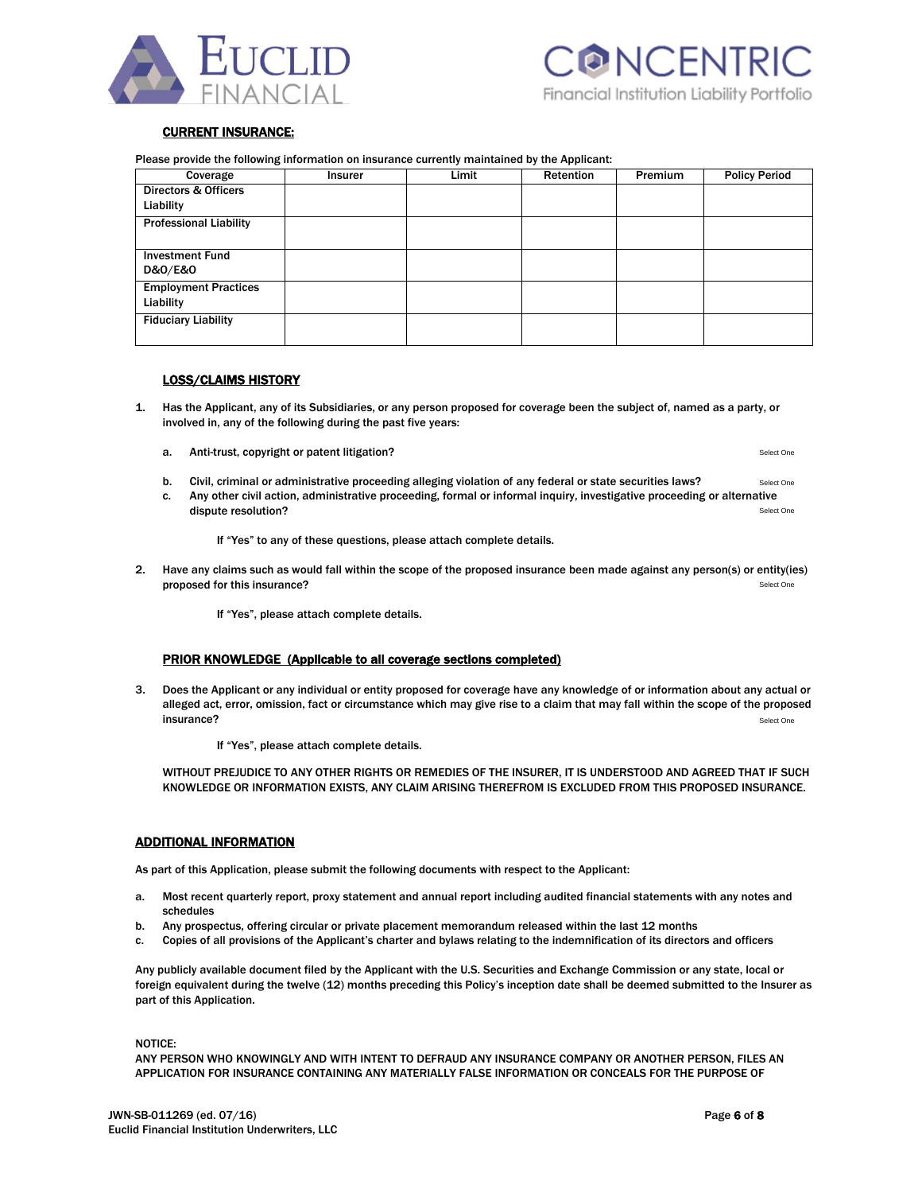## CURRENT INSURANCE:

Please provide the following information on insurance currently maintained by the Applicant:

| Coverage | Insurer | Limit | Retention | Premium | Policy Period |
|---|---|---|---|---|---|
| Directors & Officers Liability | | | | | |
| Professional Liability | | | | | |
| Investment Fund D&O/E&O | | | | | |
| Employment Practices Liability | | | | | |
| Fiduciary Liability | | | | | |

## LOSS/CLAIMS HISTORY

1. Has the Applicant, any of its Subsidiaries, or any person proposed for coverage been the subject of, named as a party, or involved in, any of the following during the past five years:

   a. Anti-trust, copyright or patent litigation? Select One

   b. Civil, criminal or administrative proceeding alleging violation of any federal or state securities laws? Select One

   c. Any other civil action, administrative proceeding, formal or informal inquiry, investigative proceeding or alternative dispute resolution? Select One

   If "Yes" to any of these questions, please attach complete details.

2. Have any claims such as would fall within the scope of the proposed insurance been made against any person(s) or entity(ies) proposed for this insurance? Select One

   If "Yes", please attach complete details.

## PRIOR KNOWLEDGE (Applicable to all coverage sections completed)

3. Does the Applicant or any individual or entity proposed for coverage have any knowledge of or information about any actual or alleged act, error, omission, fact or circumstance which may give rise to a claim that may fall within the scope of the proposed insurance? Select One

   If "Yes", please attach complete details.

WITHOUT PREJUDICE TO ANY OTHER RIGHTS OR REMEDIES OF THE INSURER, IT IS UNDERSTOOD AND AGREED THAT IF SUCH KNOWLEDGE OR INFORMATION EXISTS, ANY CLAIM ARISING THEREFROM IS EXCLUDED FROM THIS PROPOSED INSURANCE.

## ADDITIONAL INFORMATION

As part of this Application, please submit the following documents with respect to the Applicant:

a. Most recent quarterly report, proxy statement and annual report including audited financial statements with any notes and schedules
b. Any prospectus, offering circular or private placement memorandum released within the last 12 months
c. Copies of all provisions of the Applicant's charter and bylaws relating to the indemnification of its directors and officers

Any publicly available document filed by the Applicant with the U.S. Securities and Exchange Commission or any state, local or foreign equivalent during the twelve (12) months preceding this Policy's inception date shall be deemed submitted to the Insurer as part of this Application.

NOTICE:
ANY PERSON WHO KNOWINGLY AND WITH INTENT TO DEFRAUD ANY INSURANCE COMPANY OR ANOTHER PERSON, FILES AN APPLICATION FOR INSURANCE CONTAINING ANY MATERIALLY FALSE INFORMATION OR CONCEALS FOR THE PURPOSE OF

JWN-SB-011269 (ed. 07/16)
Euclid Financial Institution Underwriters, LLC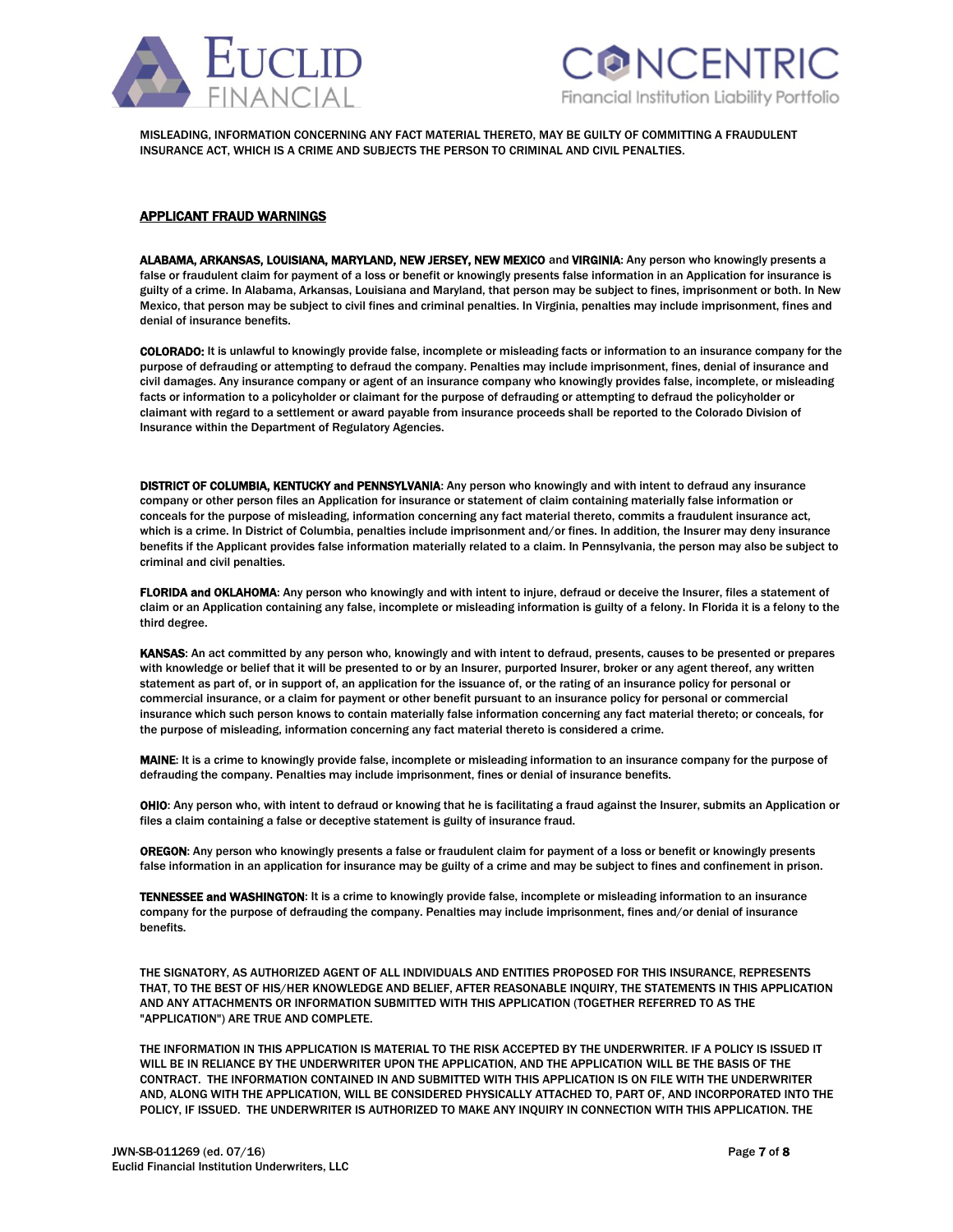MISLEADING, INFORMATION CONCERNING ANY FACT MATERIAL THERETO, MAY BE GUILTY OF COMMITTING A FRAUDULENT INSURANCE ACT, WHICH IS A CRIME AND SUBJECTS THE PERSON TO CRIMINAL AND CIVIL PENALTIES.

## APPLICANT FRAUD WARNINGS

**ALABAMA, ARKANSAS, LOUISIANA, MARYLAND, NEW JERSEY, NEW MEXICO** and **VIRGINIA**: Any person who knowingly presents a false or fraudulent claim for payment of a loss or benefit or knowingly presents false information in an Application for insurance is guilty of a crime. In Alabama, Arkansas, Louisiana and Maryland, that person may be subject to fines, imprisonment or both. In New Mexico, that person may be subject to civil fines and criminal penalties. In Virginia, penalties may include imprisonment, fines and denial of insurance benefits.

**COLORADO:** It is unlawful to knowingly provide false, incomplete or misleading facts or information to an insurance company for the purpose of defrauding or attempting to defraud the company. Penalties may include imprisonment, fines, denial of insurance and civil damages. Any insurance company or agent of an insurance company who knowingly provides false, incomplete, or misleading facts or information to a policyholder or claimant for the purpose of defrauding or attempting to defraud the policyholder or claimant with regard to a settlement or award payable from insurance proceeds shall be reported to the Colorado Division of Insurance within the Department of Regulatory Agencies.

**DISTRICT OF COLUMBIA, KENTUCKY and PENNSYLVANIA**: Any person who knowingly and with intent to defraud any insurance company or other person files an Application for insurance or statement of claim containing materially false information or conceals for the purpose of misleading, information concerning any fact material thereto, commits a fraudulent insurance act, which is a crime. In District of Columbia, penalties include imprisonment and/or fines. In addition, the Insurer may deny insurance benefits if the Applicant provides false information materially related to a claim. In Pennsylvania, the person may also be subject to criminal and civil penalties.

**FLORIDA and OKLAHOMA**: Any person who knowingly and with intent to injure, defraud or deceive the Insurer, files a statement of claim or an Application containing any false, incomplete or misleading information is guilty of a felony. In Florida it is a felony to the third degree.

**KANSAS**: An act committed by any person who, knowingly and with intent to defraud, presents, causes to be presented or prepares with knowledge or belief that it will be presented to or by an Insurer, purported Insurer, broker or any agent thereof, any written statement as part of, or in support of, an application for the issuance of, or the rating of an insurance policy for personal or commercial insurance, or a claim for payment or other benefit pursuant to an insurance policy for personal or commercial insurance which such person knows to contain materially false information concerning any fact material thereto; or conceals, for the purpose of misleading, information concerning any fact material thereto is considered a crime.

**MAINE**: It is a crime to knowingly provide false, incomplete or misleading information to an insurance company for the purpose of defrauding the company. Penalties may include imprisonment, fines or denial of insurance benefits.

**OHIO**: Any person who, with intent to defraud or knowing that he is facilitating a fraud against the Insurer, submits an Application or files a claim containing a false or deceptive statement is guilty of insurance fraud.

**OREGON**: Any person who knowingly presents a false or fraudulent claim for payment of a loss or benefit or knowingly presents false information in an application for insurance may be guilty of a crime and may be subject to fines and confinement in prison.

**TENNESSEE and WASHINGTON**: It is a crime to knowingly provide false, incomplete or misleading information to an insurance company for the purpose of defrauding the company. Penalties may include imprisonment, fines and/or denial of insurance benefits.

THE SIGNATORY, AS AUTHORIZED AGENT OF ALL INDIVIDUALS AND ENTITIES PROPOSED FOR THIS INSURANCE, REPRESENTS THAT, TO THE BEST OF HIS/HER KNOWLEDGE AND BELIEF, AFTER REASONABLE INQUIRY, THE STATEMENTS IN THIS APPLICATION AND ANY ATTACHMENTS OR INFORMATION SUBMITTED WITH THIS APPLICATION (TOGETHER REFERRED TO AS THE "APPLICATION") ARE TRUE AND COMPLETE.

THE INFORMATION IN THIS APPLICATION IS MATERIAL TO THE RISK ACCEPTED BY THE UNDERWRITER. IF A POLICY IS ISSUED IT WILL BE IN RELIANCE BY THE UNDERWRITER UPON THE APPLICATION, AND THE APPLICATION WILL BE THE BASIS OF THE CONTRACT. THE INFORMATION CONTAINED IN AND SUBMITTED WITH THIS APPLICATION IS ON FILE WITH THE UNDERWRITER AND, ALONG WITH THE APPLICATION, WILL BE CONSIDERED PHYSICALLY ATTACHED TO, PART OF, AND INCORPORATED INTO THE POLICY, IF ISSUED. THE UNDERWRITER IS AUTHORIZED TO MAKE ANY INQUIRY IN CONNECTION WITH THIS APPLICATION. THE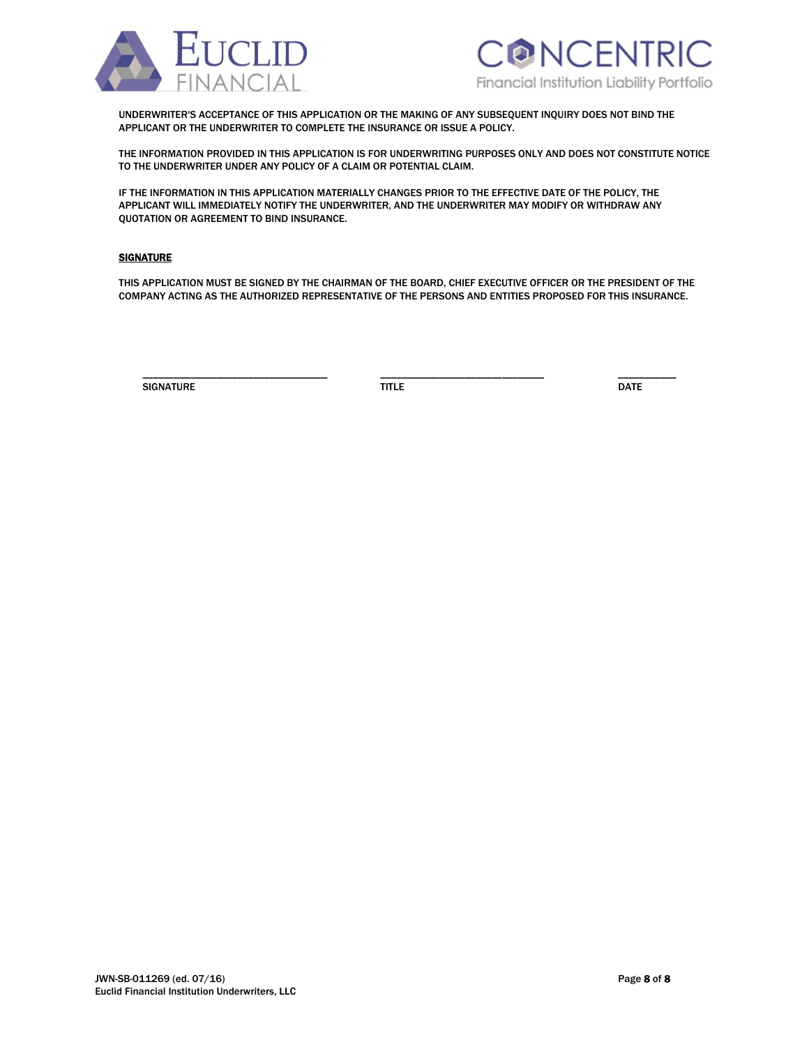UNDERWRITER'S ACCEPTANCE OF THIS APPLICATION OR THE MAKING OF ANY SUBSEQUENT INQUIRY DOES NOT BIND THE APPLICANT OR THE UNDERWRITER TO COMPLETE THE INSURANCE OR ISSUE A POLICY.

THE INFORMATION PROVIDED IN THIS APPLICATION IS FOR UNDERWRITING PURPOSES ONLY AND DOES NOT CONSTITUTE NOTICE TO THE UNDERWRITER UNDER ANY POLICY OF A CLAIM OR POTENTIAL CLAIM.

IF THE INFORMATION IN THIS APPLICATION MATERIALLY CHANGES PRIOR TO THE EFFECTIVE DATE OF THE POLICY, THE APPLICANT WILL IMMEDIATELY NOTIFY THE UNDERWRITER, AND THE UNDERWRITER MAY MODIFY OR WITHDRAW ANY QUOTATION OR AGREEMENT TO BIND INSURANCE.

**SIGNATURE**

THIS APPLICATION MUST BE SIGNED BY THE CHAIRMAN OF THE BOARD, CHIEF EXECUTIVE OFFICER OR THE PRESIDENT OF THE COMPANY ACTING AS THE AUTHORIZED REPRESENTATIVE OF THE PERSONS AND ENTITIES PROPOSED FOR THIS INSURANCE.

| | | |
|---|---|---|
| ______________________________ | ___________________________ | __________ |
| SIGNATURE | TITLE | DATE |

JWN-SB-011269 (ed. 07/16)
Euclid Financial Institution Underwriters, LLC